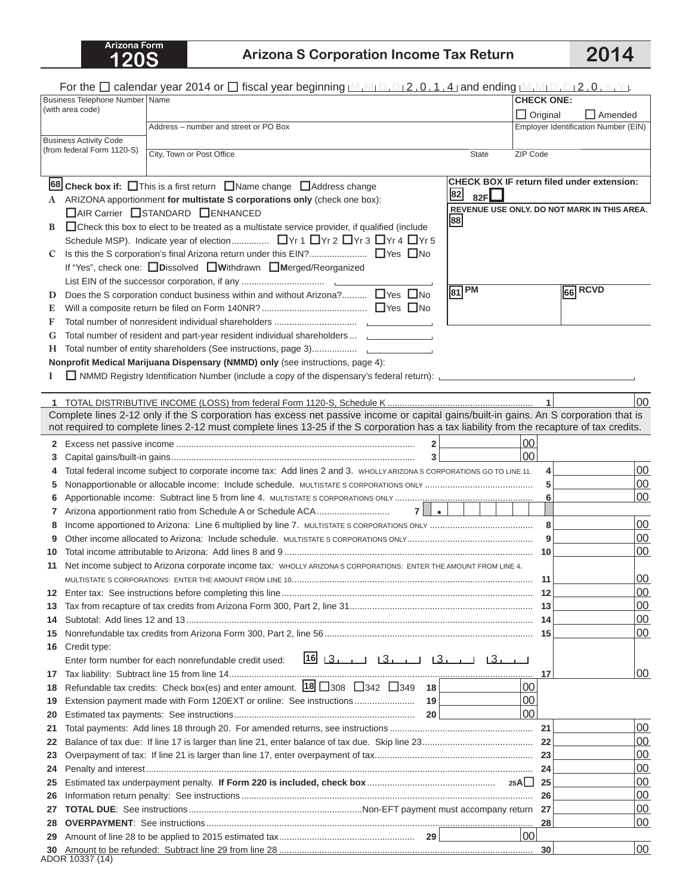**Arizona Form 120S**

# Arizona S Corporation Income Tax Return 2014

For the ☐ calendar year 2014 or ☐ fiscal year beginning M M D D 2 0 1 4 and ending M M D D 2 0 Y Y.

| Business Telephone Number (with area code) | Name | CHECK ONE: ☐ Original ☐ Amended |
|---|---|---|
| Business Activity Code (from federal Form 1120-S) | Address – number and street or PO Box | Employer Identification Number (EIN) |
| | City, Town or Post Office / State | ZIP Code |

**68** **Check box if:** ☐ This is a first return ☐ Name change ☐ Address change

**CHECK BOX IF return filed under extension:** 82 82F ☐

**REVENUE USE ONLY. DO NOT MARK IN THIS AREA.** 88 81 PM 66 RCVD

**A** ARIZONA apportionment **for multistate S corporations only** (check one box):
☐ AIR Carrier ☐ STANDARD ☐ ENHANCED

**B** ☐ Check this box to elect to be treated as a multistate service provider, if qualified (include Schedule MSP). Indicate year of election ☐ Yr 1 ☐ Yr 2 ☐ Yr 3 ☐ Yr 4 ☐ Yr 5

**C** Is this the S corporation's final Arizona return under this EIN? ☐ Yes ☐ No
If "Yes", check one: ☐ **D**issolved ☐ **W**ithdrawn ☐ **M**erged/Reorganized
List EIN of the successor corporation, if any ______

**D** Does the S corporation conduct business within and without Arizona? ☐ Yes ☐ No

**E** Will a composite return be filed on Form 140NR? ☐ Yes ☐ No

**F** Total number of nonresident individual shareholders ______

**G** Total number of resident and part-year resident individual shareholders ______

**H** Total number of entity shareholders (See instructions, page 3) ______

**Nonprofit Medical Marijuana Dispensary (NMMD) only** (see instructions, page 4):

**I** ☐ NMMD Registry Identification Number (include a copy of the dispensary's federal return): ______

1 TOTAL DISTRIBUTIVE INCOME (LOSS) from federal Form 1120-S, Schedule K ... **1** ______ 00

Complete lines 2-12 only if the S corporation has excess net passive income or capital gains/built-in gains. An S corporation that is not required to complete lines 2-12 must complete lines 13-25 if the S corporation has a tax liability from the recapture of tax credits.

| Line | Description | | Amount |
|---|---|---|---|
| 2 | Excess net passive income | 2 ______ 00 | |
| 3 | Capital gains/built-in gains | 3 ______ 00 | |
| 4 | Total federal income subject to corporate income tax: Add lines 2 and 3. WHOLLY ARIZONA S CORPORATIONS GO TO LINE 11. | 4 | 00 |
| 5 | Nonapportionable or allocable income: Include schedule. MULTISTATE S CORPORATIONS ONLY | 5 | 00 |
| 6 | Apportionable income: Subtract line 5 from line 4. MULTISTATE S CORPORATIONS ONLY | 6 | 00 |
| 7 | Arizona apportionment ratio from Schedule A or Schedule ACA | 7 ☐ • | |
| 8 | Income apportioned to Arizona: Line 6 multiplied by line 7. MULTISTATE S CORPORATIONS ONLY | 8 | 00 |
| 9 | Other income allocated to Arizona: Include schedule. MULTISTATE S CORPORATIONS ONLY | 9 | 00 |
| 10 | Total income attributable to Arizona: Add lines 8 and 9 | 10 | 00 |
| 11 | Net income subject to Arizona corporate income tax: WHOLLY ARIZONA S CORPORATIONS: ENTER THE AMOUNT FROM LINE 4. MULTISTATE S CORPORATIONS: ENTER THE AMOUNT FROM LINE 10 | 11 | 00 |
| 12 | Enter tax: See instructions before completing this line | 12 | 00 |
| 13 | Tax from recapture of tax credits from Arizona Form 300, Part 2, line 31 | 13 | 00 |
| 14 | Subtotal: Add lines 12 and 13 | 14 | 00 |
| 15 | Nonrefundable tax credits from Arizona Form 300, Part 2, line 56 | 15 | 00 |
| 16 | Credit type: Enter form number for each nonrefundable credit used: **16** 3___ 3___ 3___ 3___ | | |
| 17 | Tax liability: Subtract line 15 from line 14 | 17 | 00 |
| 18 | Refundable tax credits: Check box(es) and enter amount. **18** ☐ 308 ☐ 342 ☐ 349 | 18 ______ 00 | |
| 19 | Extension payment made with Form 120EXT or online: See instructions | 19 ______ 00 | |
| 20 | Estimated tax payments: See instructions | 20 ______ 00 | |
| 21 | Total payments: Add lines 18 through 20. For amended returns, see instructions | 21 | 00 |
| 22 | Balance of tax due: If line 17 is larger than line 21, enter balance of tax due. Skip line 23 | 22 | 00 |
| 23 | Overpayment of tax: If line 21 is larger than line 17, enter overpayment of tax | 23 | 00 |
| 24 | Penalty and interest | 24 | 00 |
| 25 | Estimated tax underpayment penalty. **If Form 220 is included, check box** 25A ☐ | 25 | 00 |
| 26 | Information return penalty: See instructions | 26 | 00 |
| 27 | **TOTAL DUE**: See instructions ... Non-EFT payment must accompany return | 27 | 00 |
| 28 | **OVERPAYMENT**: See instructions | 28 | 00 |
| 29 | Amount of line 28 to be applied to 2015 estimated tax | 29 ______ 00 | |
| 30 | Amount to be refunded: Subtract line 29 from line 28 | 30 | 00 |

ADOR 10337 (14)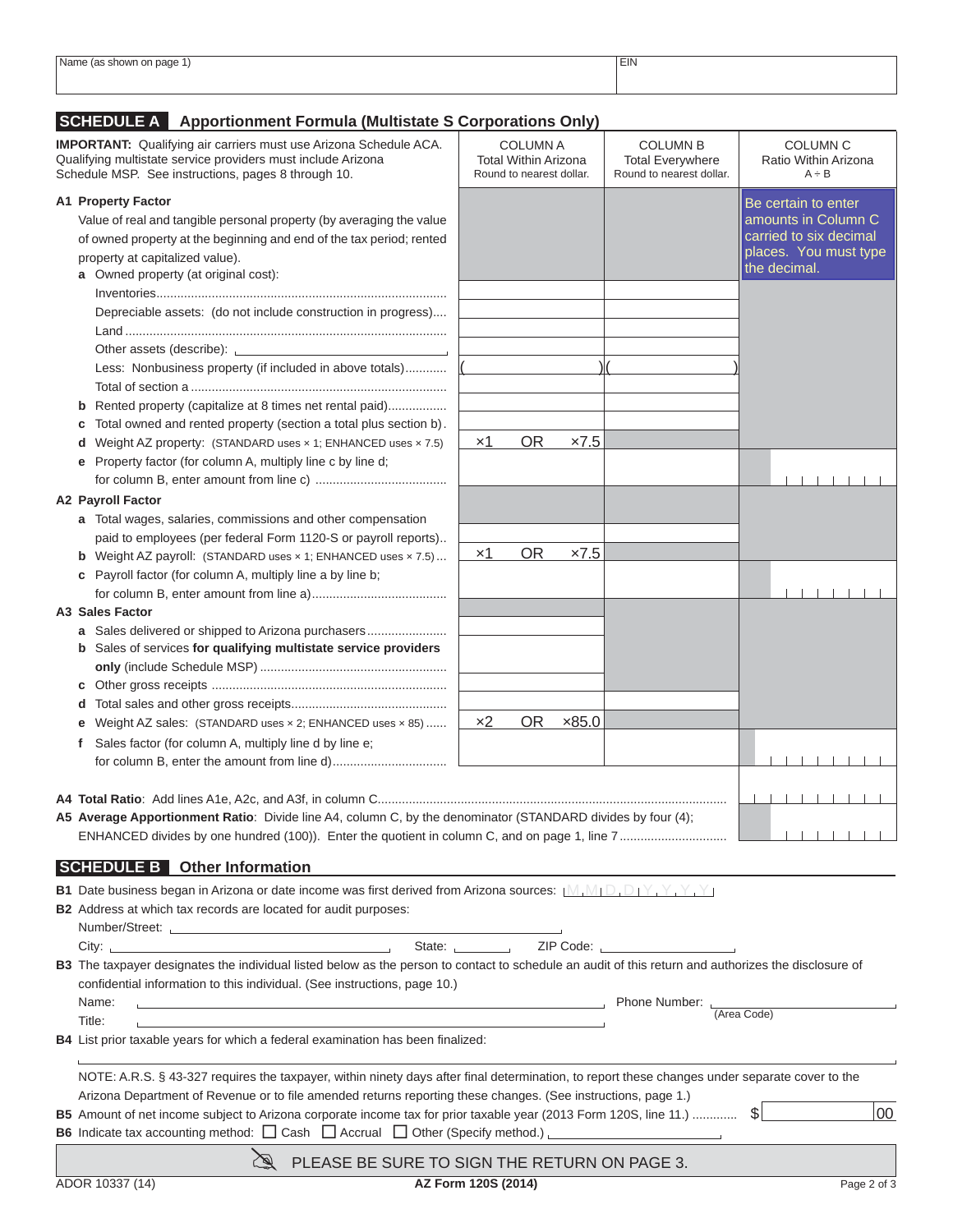| Name (as shown on page 1) | EIN |
|---|---|
| | |

## SCHEDULE A Apportionment Formula (Multistate S Corporations Only)

| **IMPORTANT:** Qualifying air carriers must use Arizona Schedule ACA. Qualifying multistate service providers must include Arizona Schedule MSP. See instructions, pages 8 through 10. | COLUMN A Total Within Arizona Round to nearest dollar. | COLUMN B Total Everywhere Round to nearest dollar. | COLUMN C Ratio Within Arizona A ÷ B |
|---|---|---|---|
| **A1 Property Factor** Value of real and tangible personal property (by averaging the value of owned property at the beginning and end of the tax period; rented property at capitalized value). | | | Be certain to enter amounts in Column C carried to six decimal places. You must type the decimal. |
| **a** Owned property (at original cost): | | | |
| Inventories | | | |
| Depreciable assets: (do not include construction in progress) | | | |
| Land | | | |
| Other assets (describe): | | | |
| Less: Nonbusiness property (if included in above totals) | ( ) | ( ) | |
| Total of section a | | | |
| **b** Rented property (capitalize at 8 times net rental paid) | | | |
| **c** Total owned and rented property (section a total plus section b) | | | |
| **d** Weight AZ property: (STANDARD uses × 1; ENHANCED uses × 7.5) | ×1 OR ×7.5 | | |
| **e** Property factor (for column A, multiply line c by line d; for column B, enter amount from line c) | | | |
| **A2 Payroll Factor** | | | |
| **a** Total wages, salaries, commissions and other compensation paid to employees (per federal Form 1120-S or payroll reports) | | | |
| **b** Weight AZ payroll: (STANDARD uses × 1; ENHANCED uses × 7.5) | ×1 OR ×7.5 | | |
| **c** Payroll factor (for column A, multiply line a by line b; for column B, enter amount from line a) | | | |
| **A3 Sales Factor** | | | |
| **a** Sales delivered or shipped to Arizona purchasers | | | |
| **b** Sales of services **for qualifying multistate service providers only** (include Schedule MSP) | | | |
| **c** Other gross receipts | | | |
| **d** Total sales and other gross receipts | | | |
| **e** Weight AZ sales: (STANDARD uses × 2; ENHANCED uses × 85) | ×2 OR ×85.0 | | |
| **f** Sales factor (for column A, multiply line d by line e; for column B, enter the amount from line d) | | | |

**A4 Total Ratio**: Add lines A1e, A2c, and A3f, in column C

**A5 Average Apportionment Ratio**: Divide line A4, column C, by the denominator (STANDARD divides by four (4); ENHANCED divides by one hundred (100)). Enter the quotient in column C, and on page 1, line 7

## SCHEDULE B Other Information

**B1** Date business began in Arizona or date income was first derived from Arizona sources: M M D D Y Y Y Y

**B2** Address at which tax records are located for audit purposes:

Number/Street:

City: State: ZIP Code:

**B3** The taxpayer designates the individual listed below as the person to contact to schedule an audit of this return and authorizes the disclosure of confidential information to this individual. (See instructions, page 10.)

Name: Phone Number: (Area Code)

Title:

**B4** List prior taxable years for which a federal examination has been finalized:

NOTE: A.R.S. § 43-327 requires the taxpayer, within ninety days after final determination, to report these changes under separate cover to the Arizona Department of Revenue or to file amended returns reporting these changes. (See instructions, page 1.)

**B5** Amount of net income subject to Arizona corporate income tax for prior taxable year (2013 Form 120S, line 11.) $ 00

**B6** Indicate tax accounting method: ☐ Cash ☐ Accrual ☐ Other (Specify method.)

PLEASE BE SURE TO SIGN THE RETURN ON PAGE 3.

ADOR 10337 (14) AZ Form 120S (2014)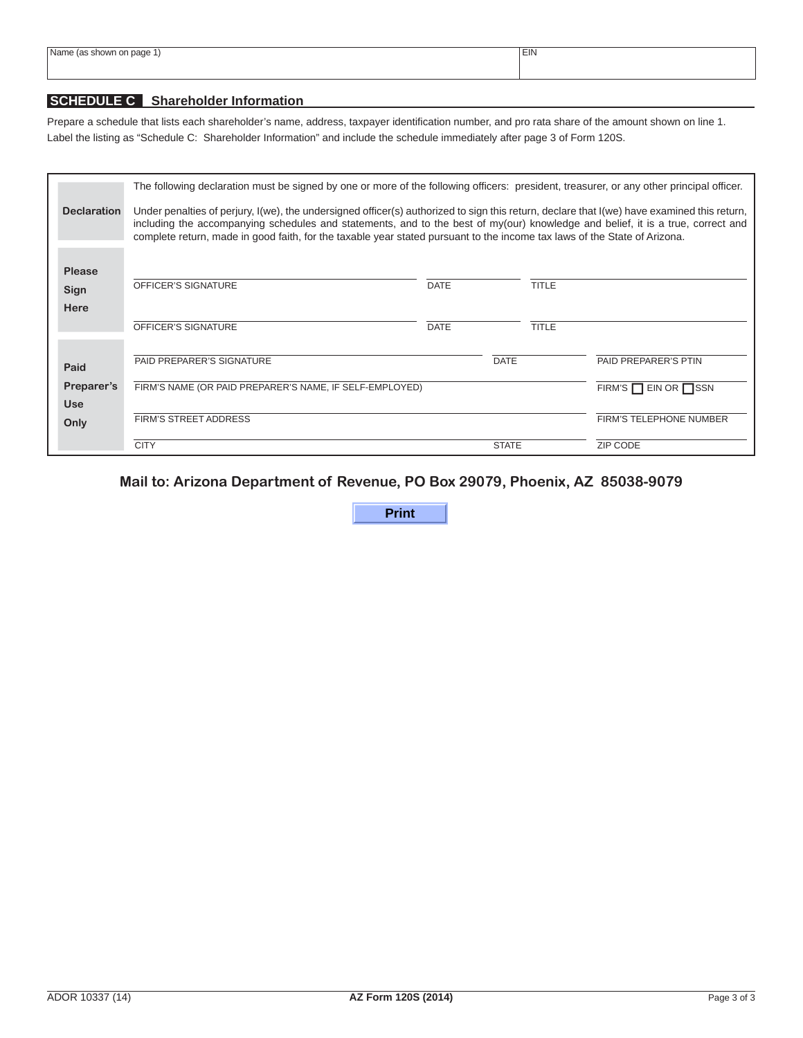| Name (as shown on page 1) | EIN |
|---|---|
| | |

## SCHEDULE C Shareholder Information

Prepare a schedule that lists each shareholder's name, address, taxpayer identification number, and pro rata share of the amount shown on line 1. Label the listing as "Schedule C: Shareholder Information" and include the schedule immediately after page 3 of Form 120S.

**Declaration**

The following declaration must be signed by one or more of the following officers: president, treasurer, or any other principal officer.

Under penalties of perjury, I(we), the undersigned officer(s) authorized to sign this return, declare that I(we) have examined this return, including the accompanying schedules and statements, and to the best of my(our) knowledge and belief, it is a true, correct and complete return, made in good faith, for the taxable year stated pursuant to the income tax laws of the State of Arizona.

**Please Sign Here**

| | | |
|---|---|---|
| OFFICER'S SIGNATURE | DATE | TITLE |
| OFFICER'S SIGNATURE | DATE | TITLE |

**Paid Preparer's Use Only**

| | | |
|---|---|---|
| PAID PREPARER'S SIGNATURE | DATE | PAID PREPARER'S PTIN |
| FIRM'S NAME (OR PAID PREPARER'S NAME, IF SELF-EMPLOYED) | | FIRM'S ☐ EIN OR ☐ SSN |
| FIRM'S STREET ADDRESS | | FIRM'S TELEPHONE NUMBER |
| CITY | STATE | ZIP CODE |

**Mail to: Arizona Department of Revenue, PO Box 29079, Phoenix, AZ 85038-9079**

Print

ADOR 10337 (14) **AZ Form 120S (2014)**